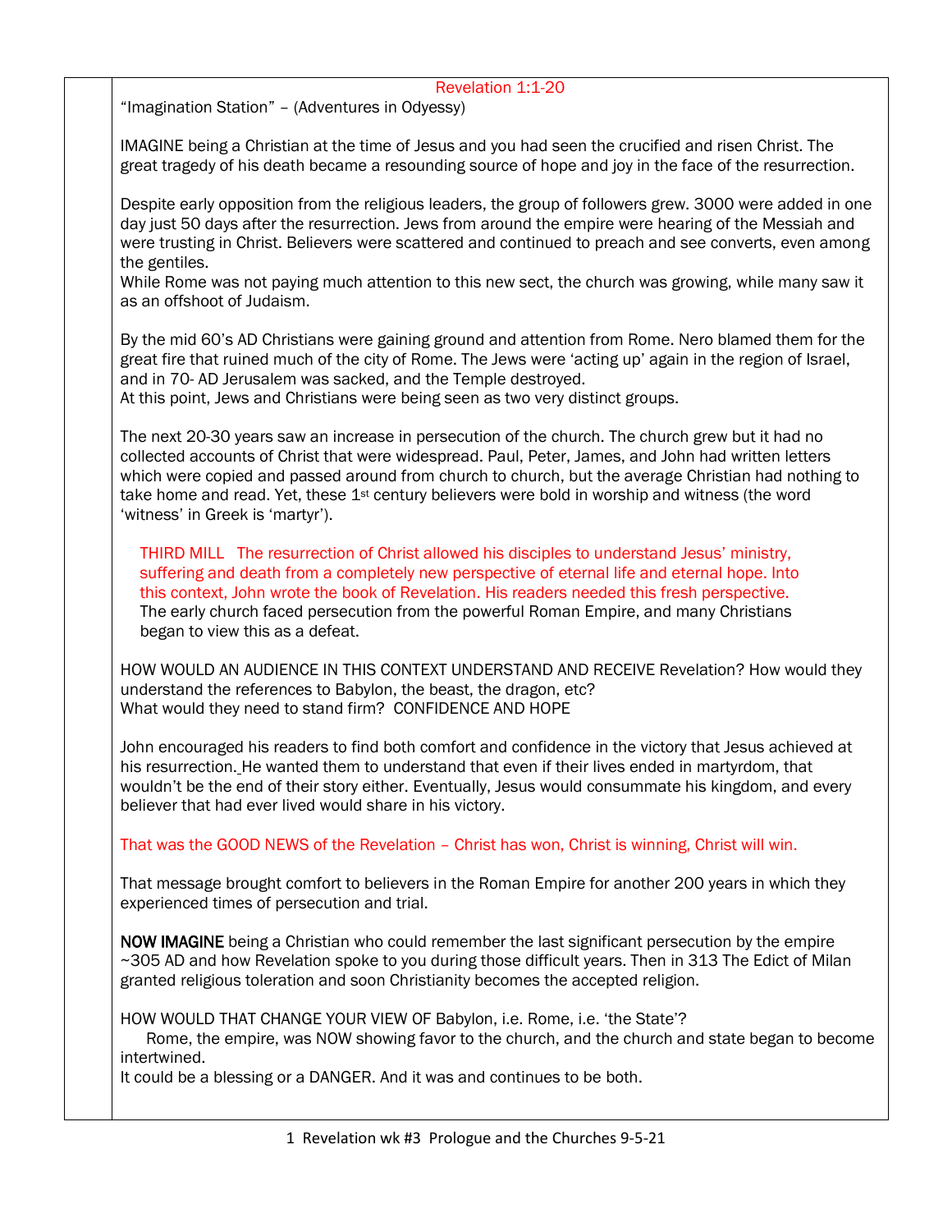# Revelation 1:1-20

"Imagination Station" – (Adventures in Odyessy)

IMAGINE being a Christian at the time of Jesus and you had seen the crucified and risen Christ. The great tragedy of his death became a resounding source of hope and joy in the face of the resurrection.

Despite early opposition from the religious leaders, the group of followers grew. 3000 were added in one day just 50 days after the resurrection. Jews from around the empire were hearing of the Messiah and were trusting in Christ. Believers were scattered and continued to preach and see converts, even among the gentiles.
While Rome was not paying much attention to this new sect, the church was growing, while many saw it as an offshoot of Judaism.

By the mid 60's AD Christians were gaining ground and attention from Rome. Nero blamed them for the great fire that ruined much of the city of Rome. The Jews were 'acting up' again in the region of Israel, and in 70- AD Jerusalem was sacked, and the Temple destroyed.
At this point, Jews and Christians were being seen as two very distinct groups.

The next 20-30 years saw an increase in persecution of the church. The church grew but it had no collected accounts of Christ that were widespread. Paul, Peter, James, and John had written letters which were copied and passed around from church to church, but the average Christian had nothing to take home and read. Yet, these 1st century believers were bold in worship and witness (the word 'witness' in Greek is 'martyr').

> THIRD MILL The resurrection of Christ allowed his disciples to understand Jesus' ministry, suffering and death from a completely new perspective of eternal life and eternal hope. Into this context, John wrote the book of Revelation. His readers needed this fresh perspective.
> The early church faced persecution from the powerful Roman Empire, and many Christians began to view this as a defeat.

HOW WOULD AN AUDIENCE IN THIS CONTEXT UNDERSTAND AND RECEIVE Revelation? How would they understand the references to Babylon, the beast, the dragon, etc?
What would they need to stand firm? CONFIDENCE AND HOPE

John encouraged his readers to find both comfort and confidence in the victory that Jesus achieved at his resurrection. He wanted them to understand that even if their lives ended in martyrdom, that wouldn't be the end of their story either. Eventually, Jesus would consummate his kingdom, and every believer that had ever lived would share in his victory.

That was the GOOD NEWS of the Revelation – Christ has won, Christ is winning, Christ will win.

That message brought comfort to believers in the Roman Empire for another 200 years in which they experienced times of persecution and trial.

**NOW IMAGINE** being a Christian who could remember the last significant persecution by the empire ~305 AD and how Revelation spoke to you during those difficult years. Then in 313 The Edict of Milan granted religious toleration and soon Christianity becomes the accepted religion.

HOW WOULD THAT CHANGE YOUR VIEW OF Babylon, i.e. Rome, i.e. 'the State'?
Rome, the empire, was NOW showing favor to the church, and the church and state began to become intertwined.
It could be a blessing or a DANGER. And it was and continues to be both.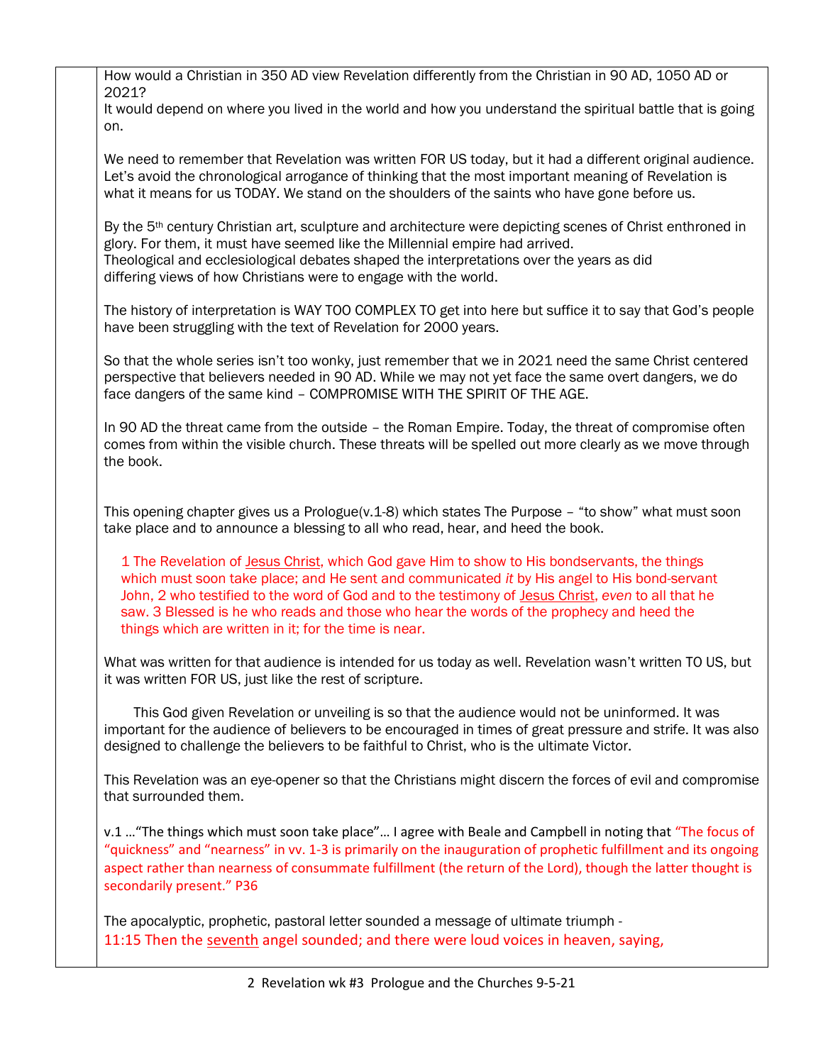How would a Christian in 350 AD view Revelation differently from the Christian in 90 AD, 1050 AD or 2021?
It would depend on where you lived in the world and how you understand the spiritual battle that is going on.

We need to remember that Revelation was written FOR US today, but it had a different original audience. Let's avoid the chronological arrogance of thinking that the most important meaning of Revelation is what it means for us TODAY. We stand on the shoulders of the saints who have gone before us.

By the 5th century Christian art, sculpture and architecture were depicting scenes of Christ enthroned in glory. For them, it must have seemed like the Millennial empire had arrived.
Theological and ecclesiological debates shaped the interpretations over the years as did differing views of how Christians were to engage with the world.

The history of interpretation is WAY TOO COMPLEX TO get into here but suffice it to say that God's people have been struggling with the text of Revelation for 2000 years.

So that the whole series isn't too wonky, just remember that we in 2021 need the same Christ centered perspective that believers needed in 90 AD. While we may not yet face the same overt dangers, we do face dangers of the same kind – COMPROMISE WITH THE SPIRIT OF THE AGE.

In 90 AD the threat came from the outside – the Roman Empire. Today, the threat of compromise often comes from within the visible church. These threats will be spelled out more clearly as we move through the book.

This opening chapter gives us a Prologue(v.1-8) which states The Purpose – "to show" what must soon take place and to announce a blessing to all who read, hear, and heed the book.

> 1 The Revelation of Jesus Christ, which God gave Him to show to His bondservants, the things which must soon take place; and He sent and communicated *it* by His angel to His bond-servant John, 2 who testified to the word of God and to the testimony of Jesus Christ, *even* to all that he saw. 3 Blessed is he who reads and those who hear the words of the prophecy and heed the things which are written in it; for the time is near.

What was written for that audience is intended for us today as well. Revelation wasn't written TO US, but it was written FOR US, just like the rest of scripture.

This God given Revelation or unveiling is so that the audience would not be uninformed. It was important for the audience of believers to be encouraged in times of great pressure and strife. It was also designed to challenge the believers to be faithful to Christ, who is the ultimate Victor.

This Revelation was an eye-opener so that the Christians might discern the forces of evil and compromise that surrounded them.

v.1 …"The things which must soon take place"… I agree with Beale and Campbell in noting that "The focus of "quickness" and "nearness" in vv. 1-3 is primarily on the inauguration of prophetic fulfillment and its ongoing aspect rather than nearness of consummate fulfillment (the return of the Lord), though the latter thought is secondarily present." P36

The apocalyptic, prophetic, pastoral letter sounded a message of ultimate triumph -
11:15 Then the seventh angel sounded; and there were loud voices in heaven, saying,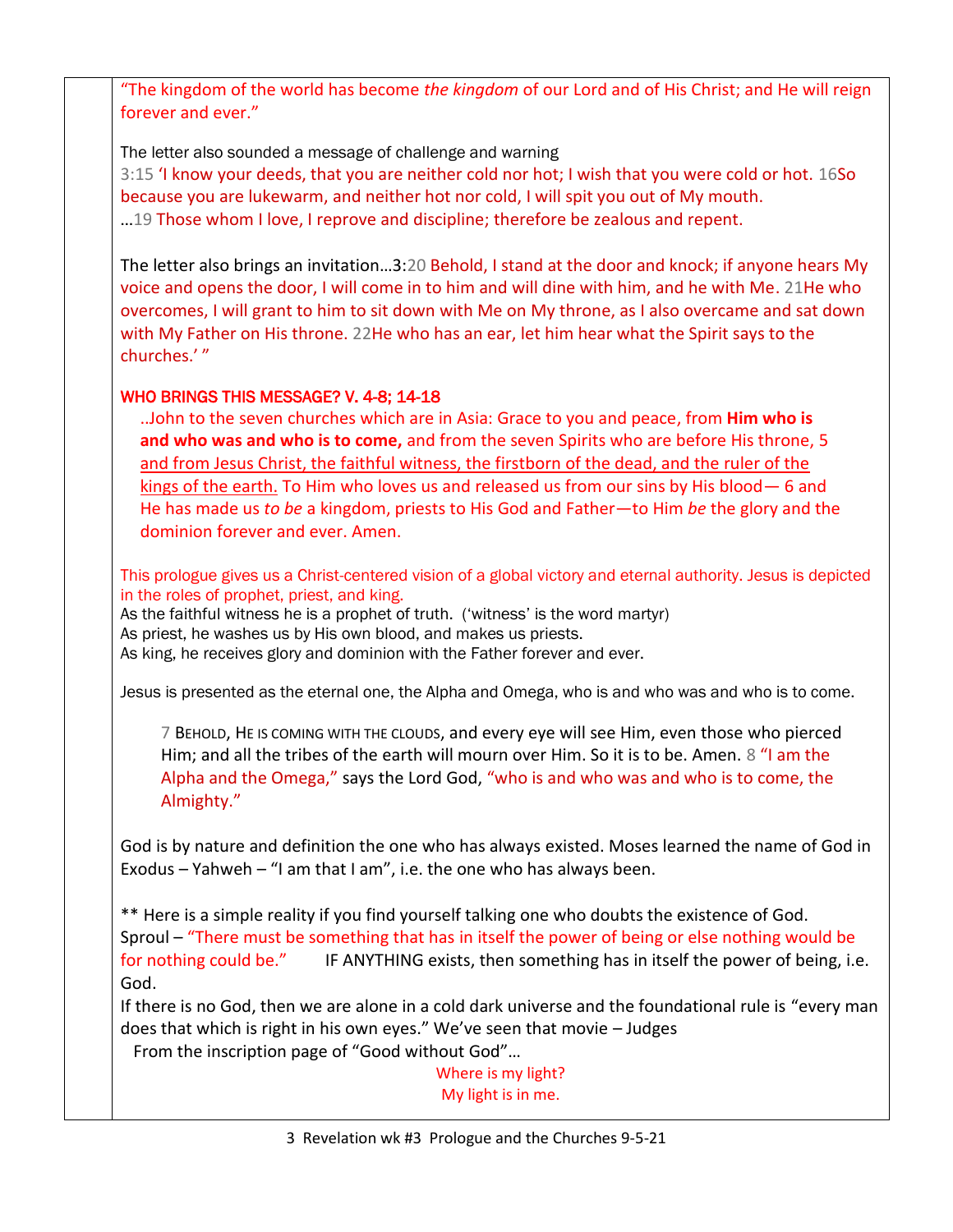"The kingdom of the world has become *the kingdom* of our Lord and of His Christ; and He will reign forever and ever."

The letter also sounded a message of challenge and warning
3:15 'I know your deeds, that you are neither cold nor hot; I wish that you were cold or hot. 16So because you are lukewarm, and neither hot nor cold, I will spit you out of My mouth.
…19 Those whom I love, I reprove and discipline; therefore be zealous and repent.

The letter also brings an invitation…3:20 Behold, I stand at the door and knock; if anyone hears My voice and opens the door, I will come in to him and will dine with him, and he with Me. 21He who overcomes, I will grant to him to sit down with Me on My throne, as I also overcame and sat down with My Father on His throne. 22He who has an ear, let him hear what the Spirit says to the churches.' "

WHO BRINGS THIS MESSAGE? V. 4-8; 14-18

> ..John to the seven churches which are in Asia: Grace to you and peace, from **Him who is and who was and who is to come,** and from the seven Spirits who are before His throne, 5 <u>and from Jesus Christ, the faithful witness, the firstborn of the dead, and the ruler of the kings of the earth.</u> To Him who loves us and released us from our sins by His blood— 6 and He has made us *to be* a kingdom, priests to His God and Father—to Him *be* the glory and the dominion forever and ever. Amen.

This prologue gives us a Christ-centered vision of a global victory and eternal authority. Jesus is depicted in the roles of prophet, priest, and king.
As the faithful witness he is a prophet of truth. ('witness' is the word martyr)
As priest, he washes us by His own blood, and makes us priests.
As king, he receives glory and dominion with the Father forever and ever.

Jesus is presented as the eternal one, the Alpha and Omega, who is and who was and who is to come.

> 7 BEHOLD, HE IS COMING WITH THE CLOUDS, and every eye will see Him, even those who pierced Him; and all the tribes of the earth will mourn over Him. So it is to be. Amen. 8 "I am the Alpha and the Omega," says the Lord God, "who is and who was and who is to come, the Almighty."

God is by nature and definition the one who has always existed. Moses learned the name of God in Exodus – Yahweh – "I am that I am", i.e. the one who has always been.

** Here is a simple reality if you find yourself talking one who doubts the existence of God.
Sproul – "There must be something that has in itself the power of being or else nothing would be for nothing could be." IF ANYTHING exists, then something has in itself the power of being, i.e. God.
If there is no God, then we are alone in a cold dark universe and the foundational rule is "every man does that which is right in his own eyes." We've seen that movie – Judges
From the inscription page of "Good without God"…

Where is my light?
My light is in me.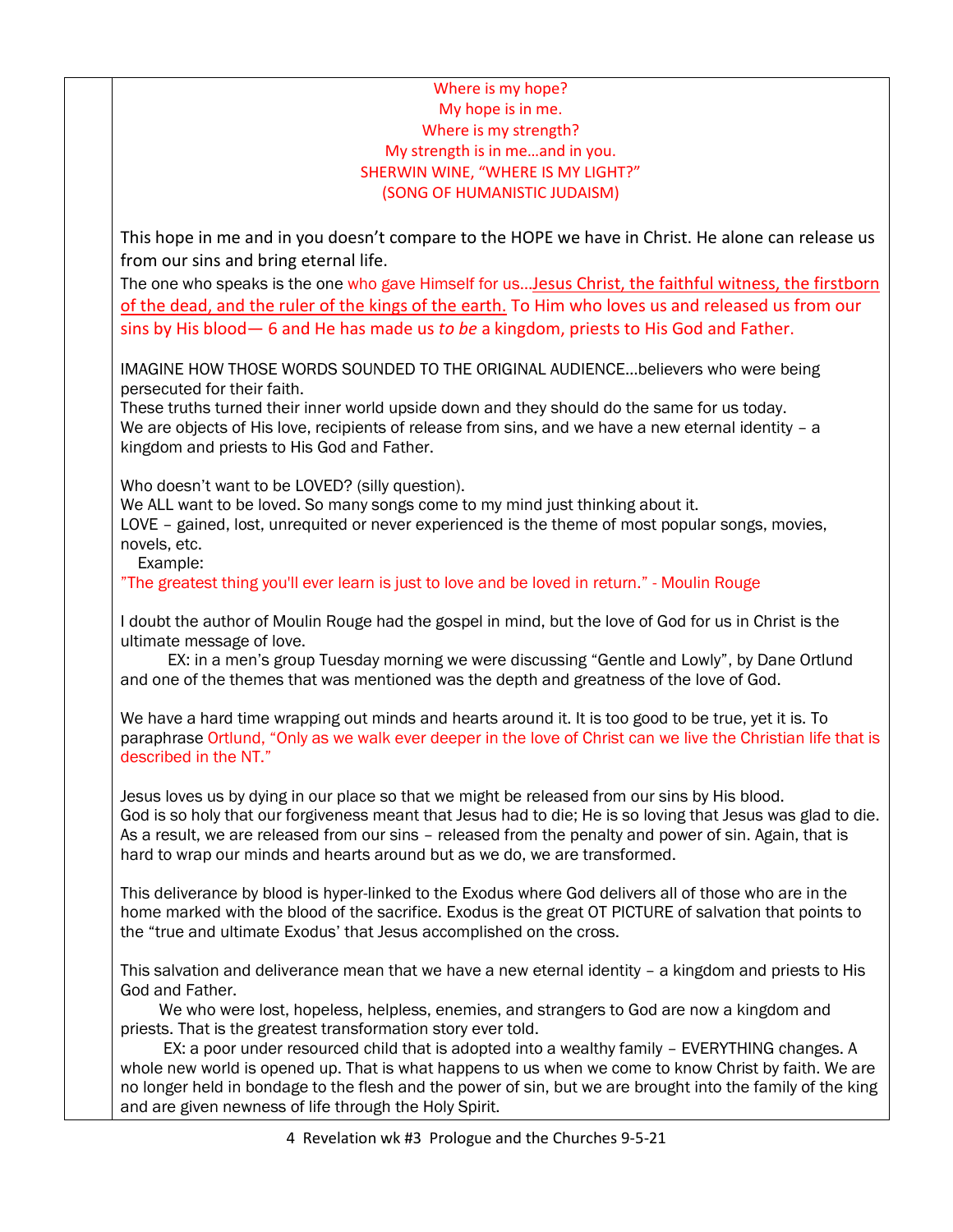Where is my hope?
My hope is in me.
Where is my strength?
My strength is in me…and in you.
SHERWIN WINE, "WHERE IS MY LIGHT?"
(SONG OF HUMANISTIC JUDAISM)

This hope in me and in you doesn't compare to the HOPE we have in Christ. He alone can release us from our sins and bring eternal life.

The one who speaks is the one who gave Himself for us…Jesus Christ, the faithful witness, the firstborn of the dead, and the ruler of the kings of the earth. To Him who loves us and released us from our sins by His blood— 6 and He has made us *to be* a kingdom, priests to His God and Father.

IMAGINE HOW THOSE WORDS SOUNDED TO THE ORIGINAL AUDIENCE…believers who were being persecuted for their faith.
These truths turned their inner world upside down and they should do the same for us today.
We are objects of His love, recipients of release from sins, and we have a new eternal identity – a kingdom and priests to His God and Father.

Who doesn't want to be LOVED? (silly question).
We ALL want to be loved. So many songs come to my mind just thinking about it.
LOVE – gained, lost, unrequited or never experienced is the theme of most popular songs, movies, novels, etc.
Example:
"The greatest thing you'll ever learn is just to love and be loved in return." - Moulin Rouge

I doubt the author of Moulin Rouge had the gospel in mind, but the love of God for us in Christ is the ultimate message of love.
EX: in a men's group Tuesday morning we were discussing "Gentle and Lowly", by Dane Ortlund and one of the themes that was mentioned was the depth and greatness of the love of God.

We have a hard time wrapping out minds and hearts around it. It is too good to be true, yet it is. To paraphrase Ortlund, "Only as we walk ever deeper in the love of Christ can we live the Christian life that is described in the NT."

Jesus loves us by dying in our place so that we might be released from our sins by His blood.
God is so holy that our forgiveness meant that Jesus had to die; He is so loving that Jesus was glad to die.
As a result, we are released from our sins – released from the penalty and power of sin. Again, that is hard to wrap our minds and hearts around but as we do, we are transformed.

This deliverance by blood is hyper-linked to the Exodus where God delivers all of those who are in the home marked with the blood of the sacrifice. Exodus is the great OT PICTURE of salvation that points to the "true and ultimate Exodus' that Jesus accomplished on the cross.

This salvation and deliverance mean that we have a new eternal identity – a kingdom and priests to His God and Father.
We who were lost, hopeless, helpless, enemies, and strangers to God are now a kingdom and priests. That is the greatest transformation story ever told.
EX: a poor under resourced child that is adopted into a wealthy family – EVERYTHING changes. A whole new world is opened up. That is what happens to us when we come to know Christ by faith. We are no longer held in bondage to the flesh and the power of sin, but we are brought into the family of the king and are given newness of life through the Holy Spirit.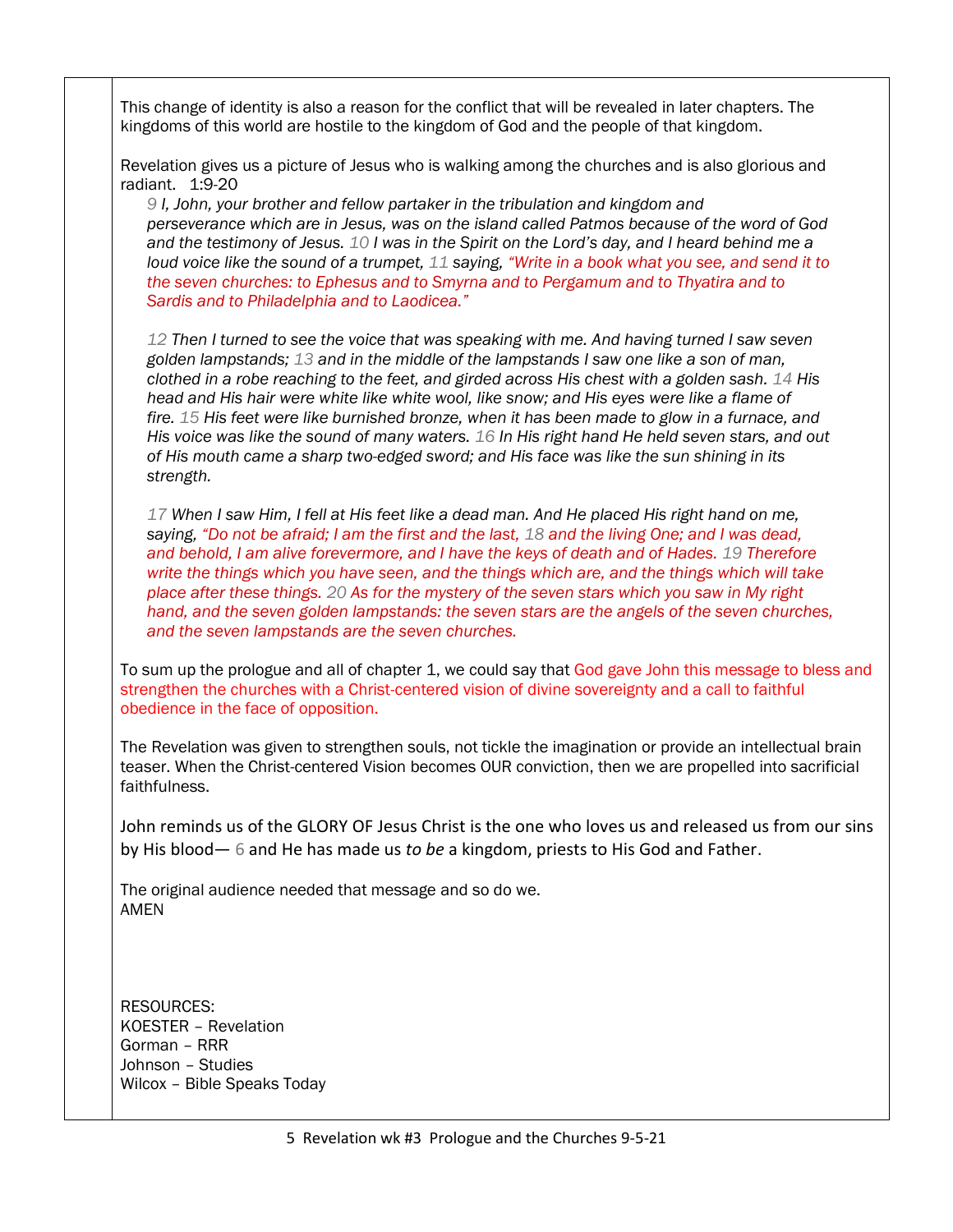This change of identity is also a reason for the conflict that will be revealed in later chapters. The kingdoms of this world are hostile to the kingdom of God and the people of that kingdom.

Revelation gives us a picture of Jesus who is walking among the churches and is also glorious and radiant.   1:9-20

> *9 I, John, your brother and fellow partaker in the tribulation and kingdom and perseverance which are in Jesus, was on the island called Patmos because of the word of God and the testimony of Jesus. 10 I was in the Spirit on the Lord's day, and I heard behind me a loud voice like the sound of a trumpet, 11 saying, "Write in a book what you see, and send it to the seven churches: to Ephesus and to Smyrna and to Pergamum and to Thyatira and to Sardis and to Philadelphia and to Laodicea."*
>
> *12 Then I turned to see the voice that was speaking with me. And having turned I saw seven golden lampstands; 13 and in the middle of the lampstands I saw one like a son of man, clothed in a robe reaching to the feet, and girded across His chest with a golden sash. 14 His head and His hair were white like white wool, like snow; and His eyes were like a flame of fire. 15 His feet were like burnished bronze, when it has been made to glow in a furnace, and His voice was like the sound of many waters. 16 In His right hand He held seven stars, and out of His mouth came a sharp two-edged sword; and His face was like the sun shining in its strength.*
>
> *17 When I saw Him, I fell at His feet like a dead man. And He placed His right hand on me, saying, "Do not be afraid; I am the first and the last, 18 and the living One; and I was dead, and behold, I am alive forevermore, and I have the keys of death and of Hades. 19 Therefore write the things which you have seen, and the things which are, and the things which will take place after these things. 20 As for the mystery of the seven stars which you saw in My right hand, and the seven golden lampstands: the seven stars are the angels of the seven churches, and the seven lampstands are the seven churches.*

To sum up the prologue and all of chapter 1, we could say that God gave John this message to bless and strengthen the churches with a Christ-centered vision of divine sovereignty and a call to faithful obedience in the face of opposition.

The Revelation was given to strengthen souls, not tickle the imagination or provide an intellectual brain teaser. When the Christ-centered Vision becomes OUR conviction, then we are propelled into sacrificial faithfulness.

John reminds us of the GLORY OF Jesus Christ is the one who loves us and released us from our sins by His blood— 6 and He has made us *to be* a kingdom, priests to His God and Father.

The original audience needed that message and so do we.
AMEN

RESOURCES:
KOESTER – Revelation
Gorman – RRR
Johnson – Studies
Wilcox – Bible Speaks Today